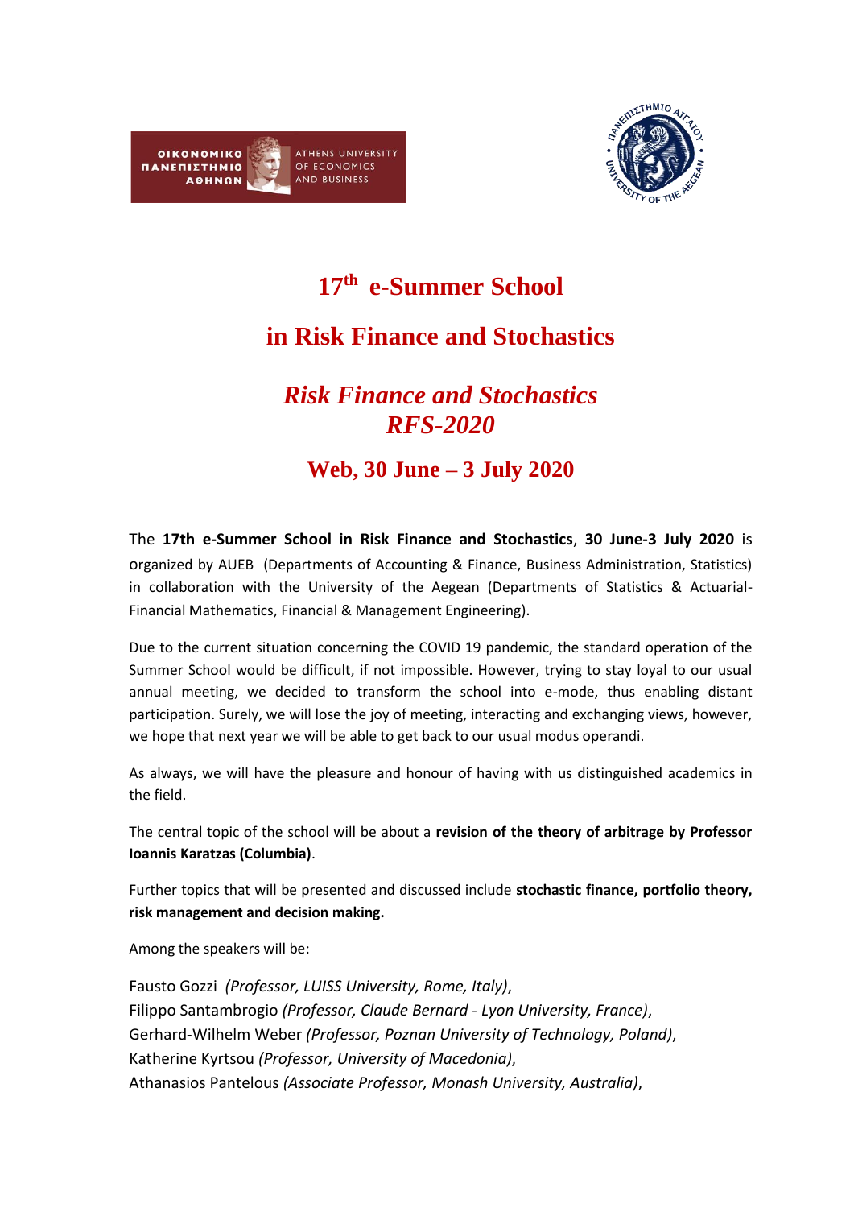# 17th e-Summer School

# in Risk Finance and Stochastics

## *Risk Finance and Stochastics*
## *RFS-2020*

## Web, 30 June – 3 July 2020

The **17th e-Summer School in Risk Finance and Stochastics**, **30 June-3 July 2020** is organized by AUEB (Departments of Accounting & Finance, Business Administration, Statistics) in collaboration with the University of the Aegean (Departments of Statistics & Actuarial-Financial Mathematics, Financial & Management Engineering).

Due to the current situation concerning the COVID 19 pandemic, the standard operation of the Summer School would be difficult, if not impossible. However, trying to stay loyal to our usual annual meeting, we decided to transform the school into e-mode, thus enabling distant participation. Surely, we will lose the joy of meeting, interacting and exchanging views, however, we hope that next year we will be able to get back to our usual modus operandi.

As always, we will have the pleasure and honour of having with us distinguished academics in the field.

The central topic of the school will be about a **revision of the theory of arbitrage by Professor Ioannis Karatzas (Columbia)**.

Further topics that will be presented and discussed include **stochastic finance, portfolio theory, risk management and decision making.**

Among the speakers will be:

Fausto Gozzi *(Professor, LUISS University, Rome, Italy)*,
Filippo Santambrogio *(Professor, Claude Bernard - Lyon University, France)*,
Gerhard-Wilhelm Weber *(Professor, Poznan University of Technology, Poland)*,
Katherine Kyrtsou *(Professor, University of Macedonia)*,
Athanasios Pantelous *(Associate Professor, Monash University, Australia)*,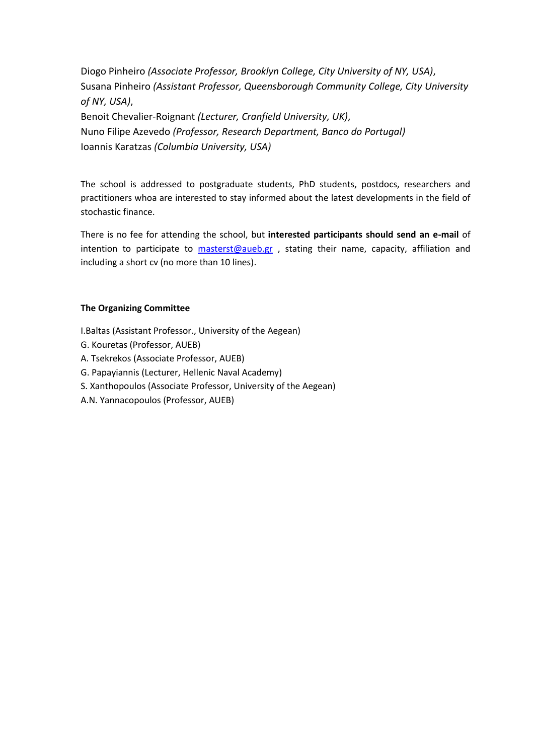Diogo Pinheiro *(Associate Professor, Brooklyn College, City University of NY, USA)*,
Susana Pinheiro *(Assistant Professor, Queensborough Community College, City University of NY, USA)*,
Benoit Chevalier-Roignant *(Lecturer, Cranfield University, UK)*,
Nuno Filipe Azevedo *(Professor, Research Department, Banco do Portugal)*
Ioannis Karatzas *(Columbia University, USA)*

The school is addressed to postgraduate students, PhD students, postdocs, researchers and practitioners whoa are interested to stay informed about the latest developments in the field of stochastic finance.

There is no fee for attending the school, but **interested participants should send an e-mail** of intention to participate to masterst@aueb.gr , stating their name, capacity, affiliation and including a short cv (no more than 10 lines).

**The Organizing Committee**

I.Baltas (Assistant Professor., University of the Aegean)
G. Kouretas (Professor, AUEB)
A. Tsekrekos (Associate Professor, AUEB)
G. Papayiannis (Lecturer, Hellenic Naval Academy)
S. Xanthopoulos (Associate Professor, University of the Aegean)
A.N. Yannacopoulos (Professor, AUEB)